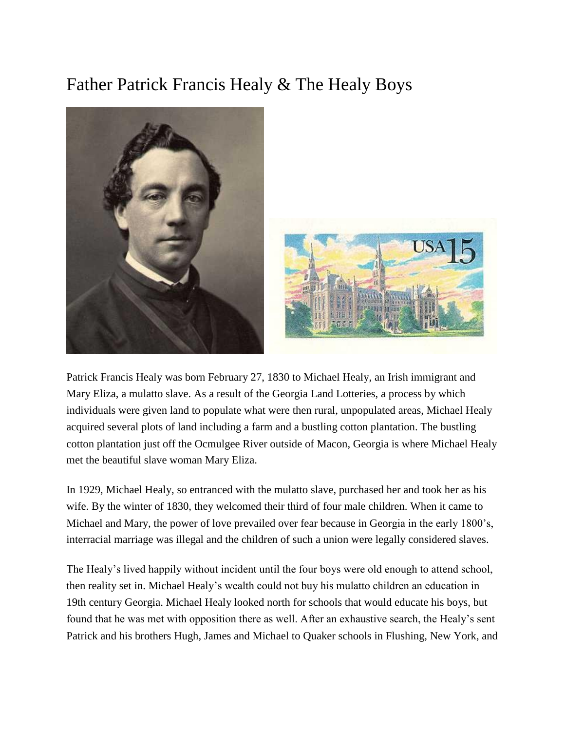# Father Patrick Francis Healy & The Healy Boys

Patrick Francis Healy was born February 27, 1830 to Michael Healy, an Irish immigrant and Mary Eliza, a mulatto slave. As a result of the Georgia Land Lotteries, a process by which individuals were given land to populate what were then rural, unpopulated areas, Michael Healy acquired several plots of land including a farm and a bustling cotton plantation. The bustling cotton plantation just off the Ocmulgee River outside of Macon, Georgia is where Michael Healy met the beautiful slave woman Mary Eliza.

In 1929, Michael Healy, so entranced with the mulatto slave, purchased her and took her as his wife. By the winter of 1830, they welcomed their third of four male children. When it came to Michael and Mary, the power of love prevailed over fear because in Georgia in the early 1800's, interracial marriage was illegal and the children of such a union were legally considered slaves.

The Healy's lived happily without incident until the four boys were old enough to attend school, then reality set in. Michael Healy's wealth could not buy his mulatto children an education in 19th century Georgia. Michael Healy looked north for schools that would educate his boys, but found that he was met with opposition there as well. After an exhaustive search, the Healy's sent Patrick and his brothers Hugh, James and Michael to Quaker schools in Flushing, New York, and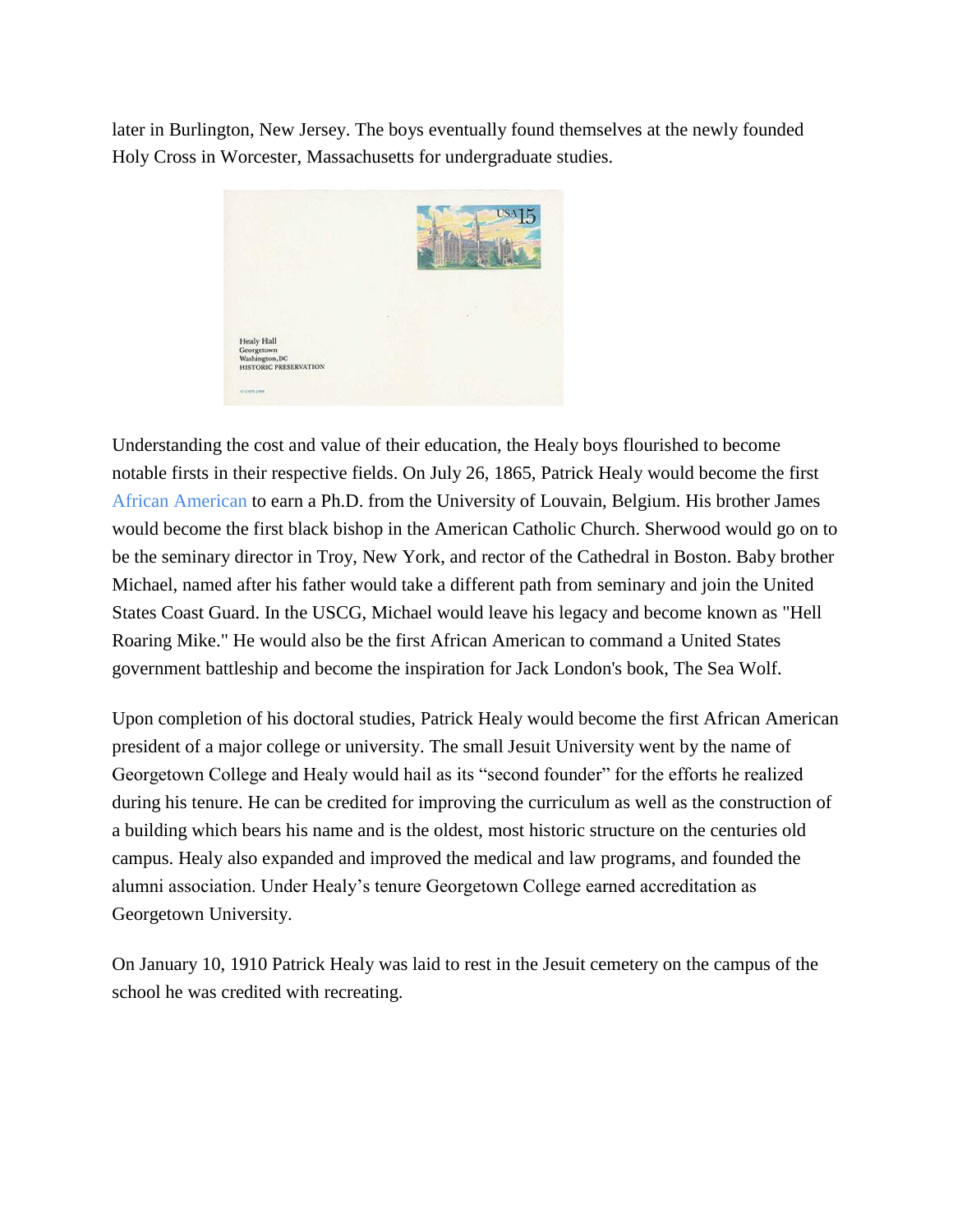later in Burlington, New Jersey. The boys eventually found themselves at the newly founded Holy Cross in Worcester, Massachusetts for undergraduate studies.

Understanding the cost and value of their education, the Healy boys flourished to become notable firsts in their respective fields. On July 26, 1865, Patrick Healy would become the first African American to earn a Ph.D. from the University of Louvain, Belgium. His brother James would become the first black bishop in the American Catholic Church. Sherwood would go on to be the seminary director in Troy, New York, and rector of the Cathedral in Boston. Baby brother Michael, named after his father would take a different path from seminary and join the United States Coast Guard. In the USCG, Michael would leave his legacy and become known as "Hell Roaring Mike." He would also be the first African American to command a United States government battleship and become the inspiration for Jack London's book, The Sea Wolf.

Upon completion of his doctoral studies, Patrick Healy would become the first African American president of a major college or university. The small Jesuit University went by the name of Georgetown College and Healy would hail as its "second founder" for the efforts he realized during his tenure. He can be credited for improving the curriculum as well as the construction of a building which bears his name and is the oldest, most historic structure on the centuries old campus. Healy also expanded and improved the medical and law programs, and founded the alumni association. Under Healy's tenure Georgetown College earned accreditation as Georgetown University.

On January 10, 1910 Patrick Healy was laid to rest in the Jesuit cemetery on the campus of the school he was credited with recreating.